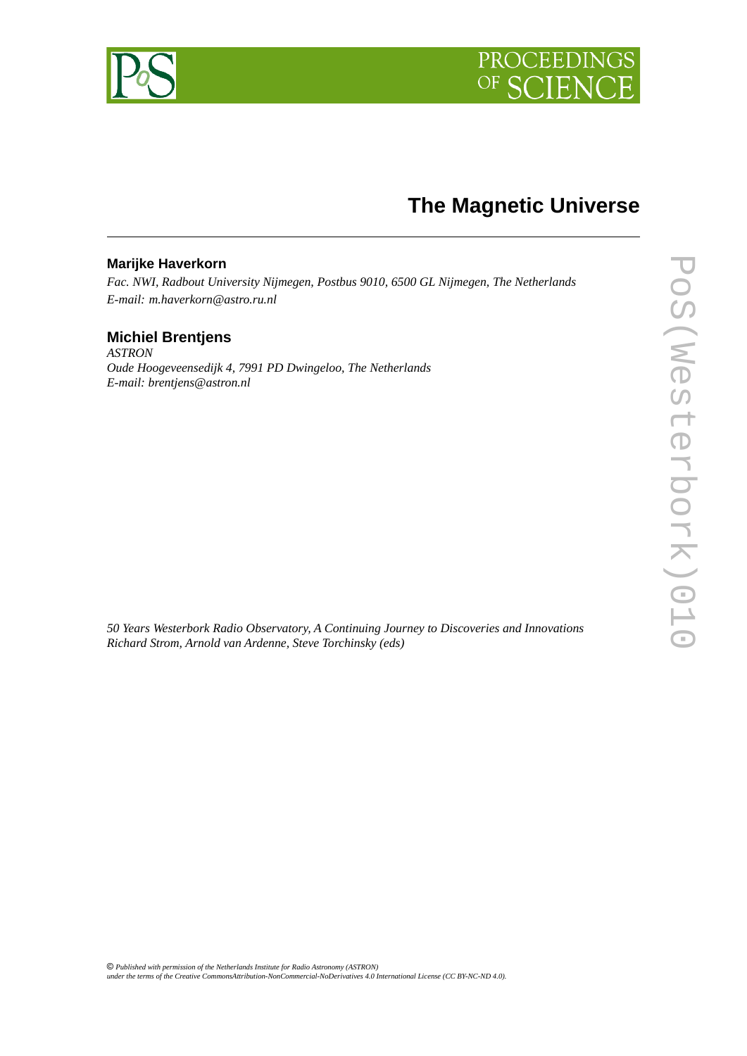# The Magnetic Universe

**Marijke Haverkorn**

*Fac. NWI, Radbout University Nijmegen, Postbus 9010, 6500 GL Nijmegen, The Netherlands*
*E-mail: m.haverkorn@astro.ru.nl*

**Michiel Brentjens**

*ASTRON*
*Oude Hoogeveensedijk 4, 7991 PD Dwingeloo, The Netherlands*
*E-mail: brentjens@astron.nl*

*50 Years Westerbork Radio Observatory, A Continuing Journey to Discoveries and Innovations*
*Richard Strom, Arnold van Ardenne, Steve Torchinsky (eds)*

© *Published with permission of the Netherlands Institute for Radio Astronomy (ASTRON) under the terms of the Creative CommonsAttribution-NonCommercial-NoDerivatives 4.0 International License (CC BY-NC-ND 4.0).*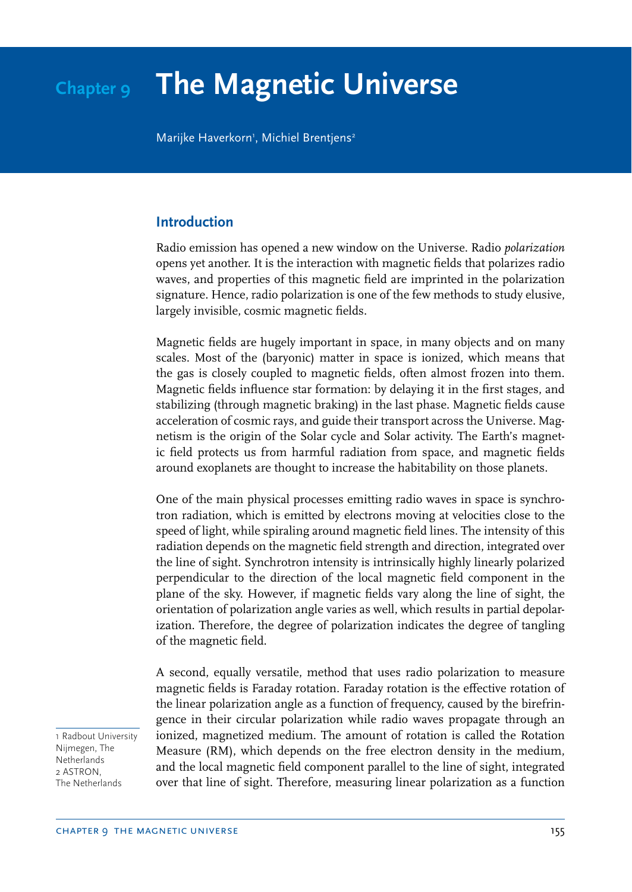# Chapter 9 The Magnetic Universe

Marijke Haverkorn[1], Michiel Brentjens[2]

## Introduction

Radio emission has opened a new window on the Universe. Radio *polarization* opens yet another. It is the interaction with magnetic fields that polarizes radio waves, and properties of this magnetic field are imprinted in the polarization signature. Hence, radio polarization is one of the few methods to study elusive, largely invisible, cosmic magnetic fields.

Magnetic fields are hugely important in space, in many objects and on many scales. Most of the (baryonic) matter in space is ionized, which means that the gas is closely coupled to magnetic fields, often almost frozen into them. Magnetic fields influence star formation: by delaying it in the first stages, and stabilizing (through magnetic braking) in the last phase. Magnetic fields cause acceleration of cosmic rays, and guide their transport across the Universe. Magnetism is the origin of the Solar cycle and Solar activity. The Earth's magnetic field protects us from harmful radiation from space, and magnetic fields around exoplanets are thought to increase the habitability on those planets.

One of the main physical processes emitting radio waves in space is synchrotron radiation, which is emitted by electrons moving at velocities close to the speed of light, while spiraling around magnetic field lines. The intensity of this radiation depends on the magnetic field strength and direction, integrated over the line of sight. Synchrotron intensity is intrinsically highly linearly polarized perpendicular to the direction of the local magnetic field component in the plane of the sky. However, if magnetic fields vary along the line of sight, the orientation of polarization angle varies as well, which results in partial depolarization. Therefore, the degree of polarization indicates the degree of tangling of the magnetic field.

A second, equally versatile, method that uses radio polarization to measure magnetic fields is Faraday rotation. Faraday rotation is the effective rotation of the linear polarization angle as a function of frequency, caused by the birefringence in their circular polarization while radio waves propagate through an ionized, magnetized medium. The amount of rotation is called the Rotation Measure (RM), which depends on the free electron density in the medium, and the local magnetic field component parallel to the line of sight, integrated over that line of sight. Therefore, measuring linear polarization as a function

1 Radbout University Nijmegen, The Netherlands
2 ASTRON, The Netherlands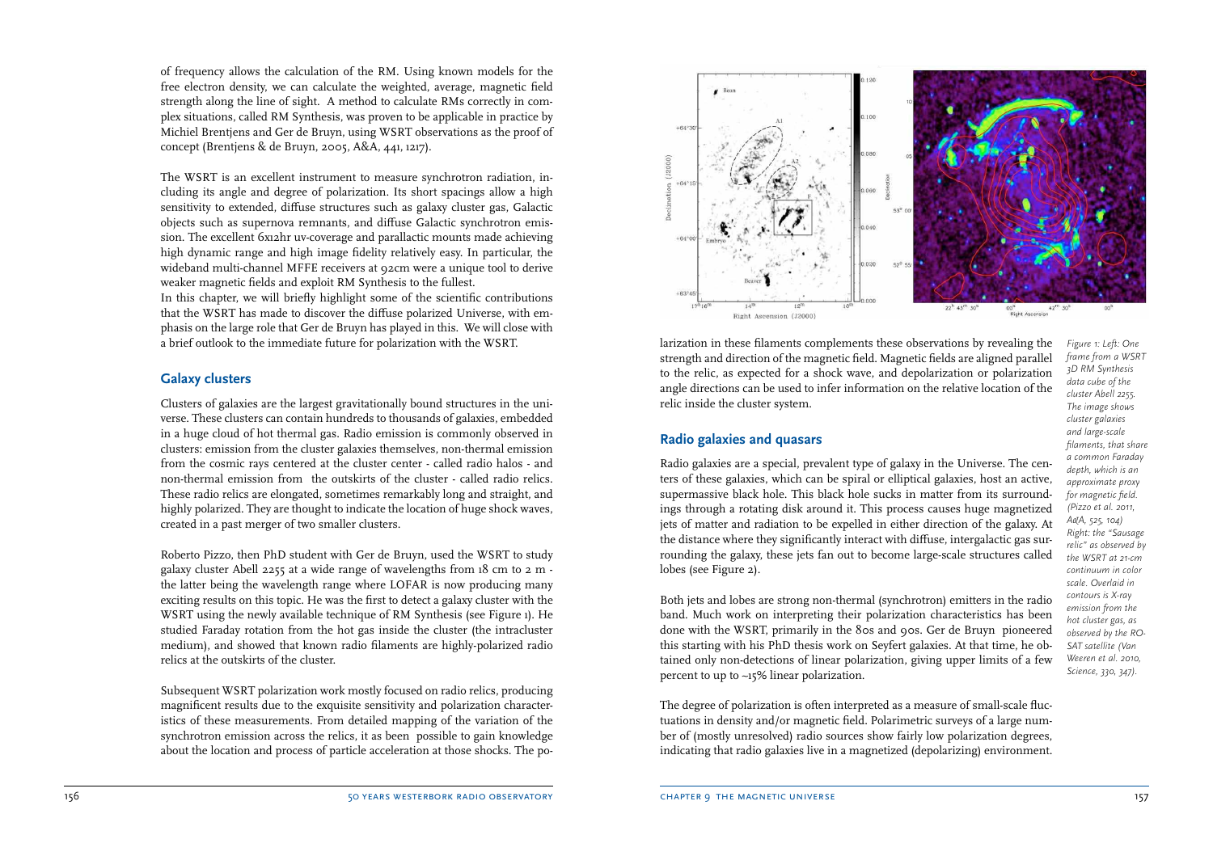of frequency allows the calculation of the RM. Using known models for the free electron density, we can calculate the weighted, average, magnetic field strength along the line of sight. A method to calculate RMs correctly in complex situations, called RM Synthesis, was proven to be applicable in practice by Michiel Brentjens and Ger de Bruyn, using WSRT observations as the proof of concept (Brentjens & de Bruyn, 2005, A&A, 441, 1217).

The WSRT is an excellent instrument to measure synchrotron radiation, including its angle and degree of polarization. Its short spacings allow a high sensitivity to extended, diffuse structures such as galaxy cluster gas, Galactic objects such as supernova remnants, and diffuse Galactic synchrotron emission. The excellent 6x12hr uv-coverage and parallactic mounts made achieving high dynamic range and high image fidelity relatively easy. In particular, the wideband multi-channel MFFE receivers at 92cm were a unique tool to derive weaker magnetic fields and exploit RM Synthesis to the fullest.

In this chapter, we will briefly highlight some of the scientific contributions that the WSRT has made to discover the diffuse polarized Universe, with emphasis on the large role that Ger de Bruyn has played in this. We will close with a brief outlook to the immediate future for polarization with the WSRT.

## Galaxy clusters

Clusters of galaxies are the largest gravitationally bound structures in the universe. These clusters can contain hundreds to thousands of galaxies, embedded in a huge cloud of hot thermal gas. Radio emission is commonly observed in clusters: emission from the cluster galaxies themselves, non-thermal emission from the cosmic rays centered at the cluster center - called radio halos - and non-thermal emission from the outskirts of the cluster - called radio relics. These radio relics are elongated, sometimes remarkably long and straight, and highly polarized. They are thought to indicate the location of huge shock waves, created in a past merger of two smaller clusters.

Roberto Pizzo, then PhD student with Ger de Bruyn, used the WSRT to study galaxy cluster Abell 2255 at a wide range of wavelengths from 18 cm to 2 m - the latter being the wavelength range where LOFAR is now producing many exciting results on this topic. He was the first to detect a galaxy cluster with the WSRT using the newly available technique of RM Synthesis (see Figure 1). He studied Faraday rotation from the hot gas inside the cluster (the intracluster medium), and showed that known radio filaments are highly-polarized radio relics at the outskirts of the cluster.

Subsequent WSRT polarization work mostly focused on radio relics, producing magnificent results due to the exquisite sensitivity and polarization characteristics of these measurements. From detailed mapping of the variation of the synchrotron emission across the relics, it as been possible to gain knowledge about the location and process of particle acceleration at those shocks. The polarization in these filaments complements these observations by revealing the strength and direction of the magnetic field. Magnetic fields are aligned parallel to the relic, as expected for a shock wave, and depolarization or polarization angle directions can be used to infer information on the relative location of the relic inside the cluster system.

*Figure 1: Left: One frame from a WSRT 3D RM Synthesis data cube of the cluster Abell 2255. The image shows cluster galaxies and large-scale filaments, that share a common Faraday depth, which is an approximate proxy for magnetic field. (Pizzo et al. 2011, A&A, 525, 104) Right: the "Sausage relic" as observed by the WSRT at 21-cm continuum in color scale. Overlaid in contours is X-ray emission from the hot cluster gas, as observed by the ROSAT satellite (Van Weeren et al. 2010, Science, 330, 347).*

## Radio galaxies and quasars

Radio galaxies are a special, prevalent type of galaxy in the Universe. The centers of these galaxies, which can be spiral or elliptical galaxies, host an active, supermassive black hole. This black hole sucks in matter from its surroundings through a rotating disk around it. This process causes huge magnetized jets of matter and radiation to be expelled in either direction of the galaxy. At the distance where they significantly interact with diffuse, intergalactic gas surrounding the galaxy, these jets fan out to become large-scale structures called lobes (see Figure 2).

Both jets and lobes are strong non-thermal (synchrotron) emitters in the radio band. Much work on interpreting their polarization characteristics has been done with the WSRT, primarily in the 80s and 90s. Ger de Bruyn pioneered this starting with his PhD thesis work on Seyfert galaxies. At that time, he obtained only non-detections of linear polarization, giving upper limits of a few percent to up to ~15% linear polarization.

The degree of polarization is often interpreted as a measure of small-scale fluctuations in density and/or magnetic field. Polarimetric surveys of a large number of (mostly unresolved) radio sources show fairly low polarization degrees, indicating that radio galaxies live in a magnetized (depolarizing) environment.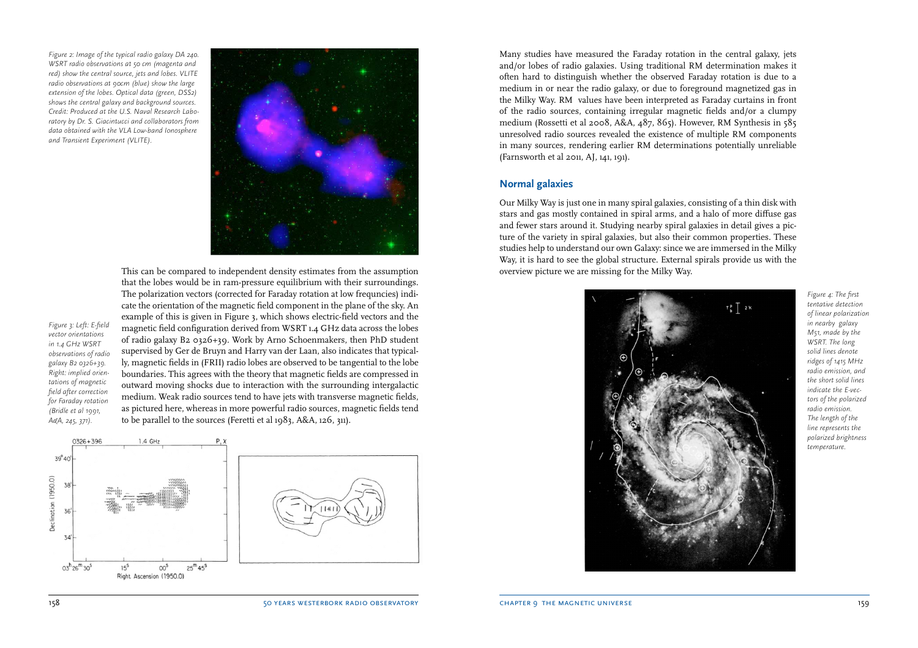*Figure 2: Image of the typical radio galaxy DA 240. WSRT radio observations at 50 cm (magenta and red) show the central source, jets and lobes. VLITE radio observations at 90cm (blue) show the large extension of the lobes. Optical data (green, DSS2) shows the central galaxy and background sources. Credit: Produced at the U.S. Naval Research Laboratory by Dr. S. Giacintucci and collaborators from data obtained with the VLA Low-band Ionosphere and Transient Experiment (VLITE).*

This can be compared to independent density estimates from the assumption that the lobes would be in ram-pressure equilibrium with their surroundings. The polarization vectors (corrected for Faraday rotation at low frequncies) indicate the orientation of the magnetic field component in the plane of the sky. An example of this is given in Figure 3, which shows electric-field vectors and the magnetic field configuration derived from WSRT 1.4 GHz data across the lobes of radio galaxy B2 0326+39. Work by Arno Schoenmakers, then PhD student supervised by Ger de Bruyn and Harry van der Laan, also indicates that typically, magnetic fields in (FRII) radio lobes are observed to be tangential to the lobe boundaries. This agrees with the theory that magnetic fields are compressed in outward moving shocks due to interaction with the surrounding intergalactic medium. Weak radio sources tend to have jets with transverse magnetic fields, as pictured here, whereas in more powerful radio sources, magnetic fields tend to be parallel to the sources (Feretti et al 1983, A&A, 126, 311).

*Figure 3: Left: E-field vector orientations in 1.4 GHz WSRT observations of radio galaxy B2 0326+39. Right: implied orientations of magnetic field after correction for Faraday rotation (Bridle et al 1991, A&A, 245, 371).*

0326+396
1.4 GHz
P, X
Declination (1950.0)
39°40'
38'
36'
34'
03h26m30s
15s
00s
25m45s
Right Ascension (1950.0)

Many studies have measured the Faraday rotation in the central galaxy, jets and/or lobes of radio galaxies. Using traditional RM determination makes it often hard to distinguish whether the observed Faraday rotation is due to a medium in or near the radio galaxy, or due to foreground magnetized gas in the Milky Way. RM values have been interpreted as Faraday curtains in front of the radio sources, containing irregular magnetic fields and/or a clumpy medium (Rossetti et al 2008, A&A, 487, 865). However, RM Synthesis in 585 unresolved radio sources revealed the existence of multiple RM components in many sources, rendering earlier RM determinations potentially unreliable (Farnsworth et al 2011, AJ, 141, 191).

## Normal galaxies

Our Milky Way is just one in many spiral galaxies, consisting of a thin disk with stars and gas mostly contained in spiral arms, and a halo of more diffuse gas and fewer stars around it. Studying nearby spiral galaxies in detail gives a picture of the variety in spiral galaxies, but also their common properties. These studies help to understand our own Galaxy: since we are immersed in the Milky Way, it is hard to see the global structure. External spirals provide us with the overview picture we are missing for the Milky Way.

*Figure 4: The first tentative detection of linear polarization in nearby galaxy M51, made by the WSRT. The long solid lines denote ridges of 1415 MHz radio emission, and the short solid lines indicate the E-vectors of the polarized radio emission. The length of the line represents the polarized brightness temperature.*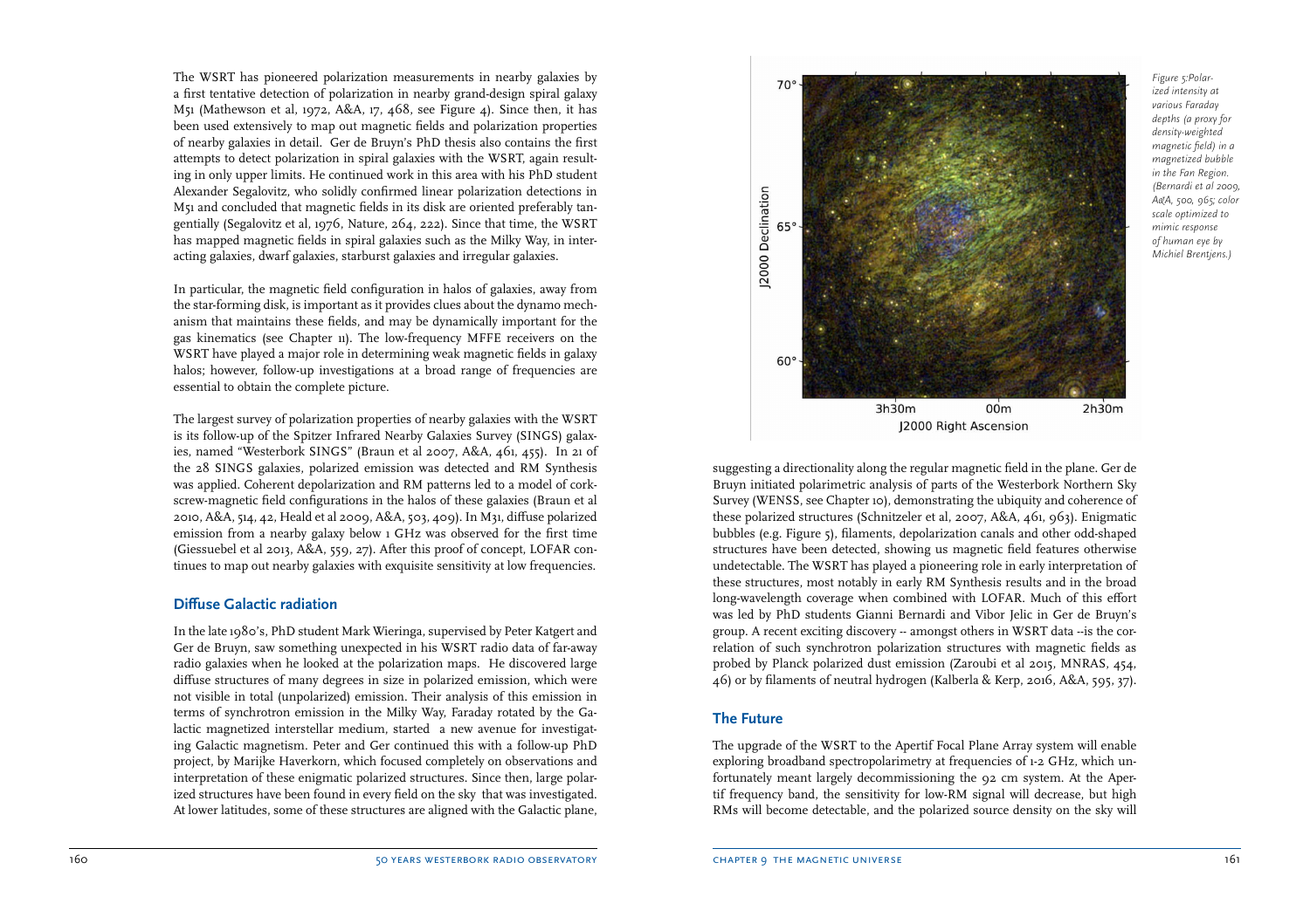The WSRT has pioneered polarization measurements in nearby galaxies by a first tentative detection of polarization in nearby grand-design spiral galaxy M51 (Mathewson et al, 1972, A&A, 17, 468, see Figure 4). Since then, it has been used extensively to map out magnetic fields and polarization properties of nearby galaxies in detail. Ger de Bruyn's PhD thesis also contains the first attempts to detect polarization in spiral galaxies with the WSRT, again resulting in only upper limits. He continued work in this area with his PhD student Alexander Segalovitz, who solidly confirmed linear polarization detections in M51 and concluded that magnetic fields in its disk are oriented preferably tangentially (Segalovitz et al, 1976, Nature, 264, 222). Since that time, the WSRT has mapped magnetic fields in spiral galaxies such as the Milky Way, in interacting galaxies, dwarf galaxies, starburst galaxies and irregular galaxies.

In particular, the magnetic field configuration in halos of galaxies, away from the star-forming disk, is important as it provides clues about the dynamo mechanism that maintains these fields, and may be dynamically important for the gas kinematics (see Chapter 11). The low-frequency MFFE receivers on the WSRT have played a major role in determining weak magnetic fields in galaxy halos; however, follow-up investigations at a broad range of frequencies are essential to obtain the complete picture.

The largest survey of polarization properties of nearby galaxies with the WSRT is its follow-up of the Spitzer Infrared Nearby Galaxies Survey (SINGS) galaxies, named "Westerbork SINGS" (Braun et al 2007, A&A, 461, 455). In 21 of the 28 SINGS galaxies, polarized emission was detected and RM Synthesis was applied. Coherent depolarization and RM patterns led to a model of corkscrew-magnetic field configurations in the halos of these galaxies (Braun et al 2010, A&A, 514, 42, Heald et al 2009, A&A, 503, 409). In M31, diffuse polarized emission from a nearby galaxy below 1 GHz was observed for the first time (Giessuebel et al 2013, A&A, 559, 27). After this proof of concept, LOFAR continues to map out nearby galaxies with exquisite sensitivity at low frequencies.

## Diffuse Galactic radiation

In the late 1980's, PhD student Mark Wieringa, supervised by Peter Katgert and Ger de Bruyn, saw something unexpected in his WSRT radio data of far-away radio galaxies when he looked at the polarization maps. He discovered large diffuse structures of many degrees in size in polarized emission, which were not visible in total (unpolarized) emission. Their analysis of this emission in terms of synchrotron emission in the Milky Way, Faraday rotated by the Galactic magnetized interstellar medium, started a new avenue for investigating Galactic magnetism. Peter and Ger continued this with a follow-up PhD project, by Marijke Haverkorn, which focused completely on observations and interpretation of these enigmatic polarized structures. Since then, large polarized structures have been found in every field on the sky that was investigated. At lower latitudes, some of these structures are aligned with the Galactic plane, suggesting a directionality along the regular magnetic field in the plane. Ger de Bruyn initiated polarimetric analysis of parts of the Westerbork Northern Sky Survey (WENSS, see Chapter 10), demonstrating the ubiquity and coherence of these polarized structures (Schnitzeler et al, 2007, A&A, 461, 963). Enigmatic bubbles (e.g. Figure 5), filaments, depolarization canals and other odd-shaped structures have been detected, showing us magnetic field features otherwise undetectable. The WSRT has played a pioneering role in early interpretation of these structures, most notably in early RM Synthesis results and in the broad long-wavelength coverage when combined with LOFAR. Much of this effort was led by PhD students Gianni Bernardi and Vibor Jelic in Ger de Bruyn's group. A recent exciting discovery -- amongst others in WSRT data --is the correlation of such synchrotron polarization structures with magnetic fields as probed by Planck polarized dust emission (Zaroubi et al 2015, MNRAS, 454, 46) or by filaments of neutral hydrogen (Kalberla & Kerp, 2016, A&A, 595, 37).

70°
65°
60°
J2000 Declination
3h30m
00m
2h30m
J2000 Right Ascension

*Figure 5: Polarized intensity at various Faraday depths (a proxy for density-weighted magnetic field) in a magnetized bubble in the Fan Region. (Bernardi et al 2009, A&A, 500, 965; color scale optimized to mimic response of human eye by Michiel Brentjens.)*

## The Future

The upgrade of the WSRT to the Apertif Focal Plane Array system will enable exploring broadband spectropolarimetry at frequencies of 1-2 GHz, which unfortunately meant largely decommissioning the 92 cm system. At the Apertif frequency band, the sensitivity for low-RM signal will decrease, but high RMs will become detectable, and the polarized source density on the sky will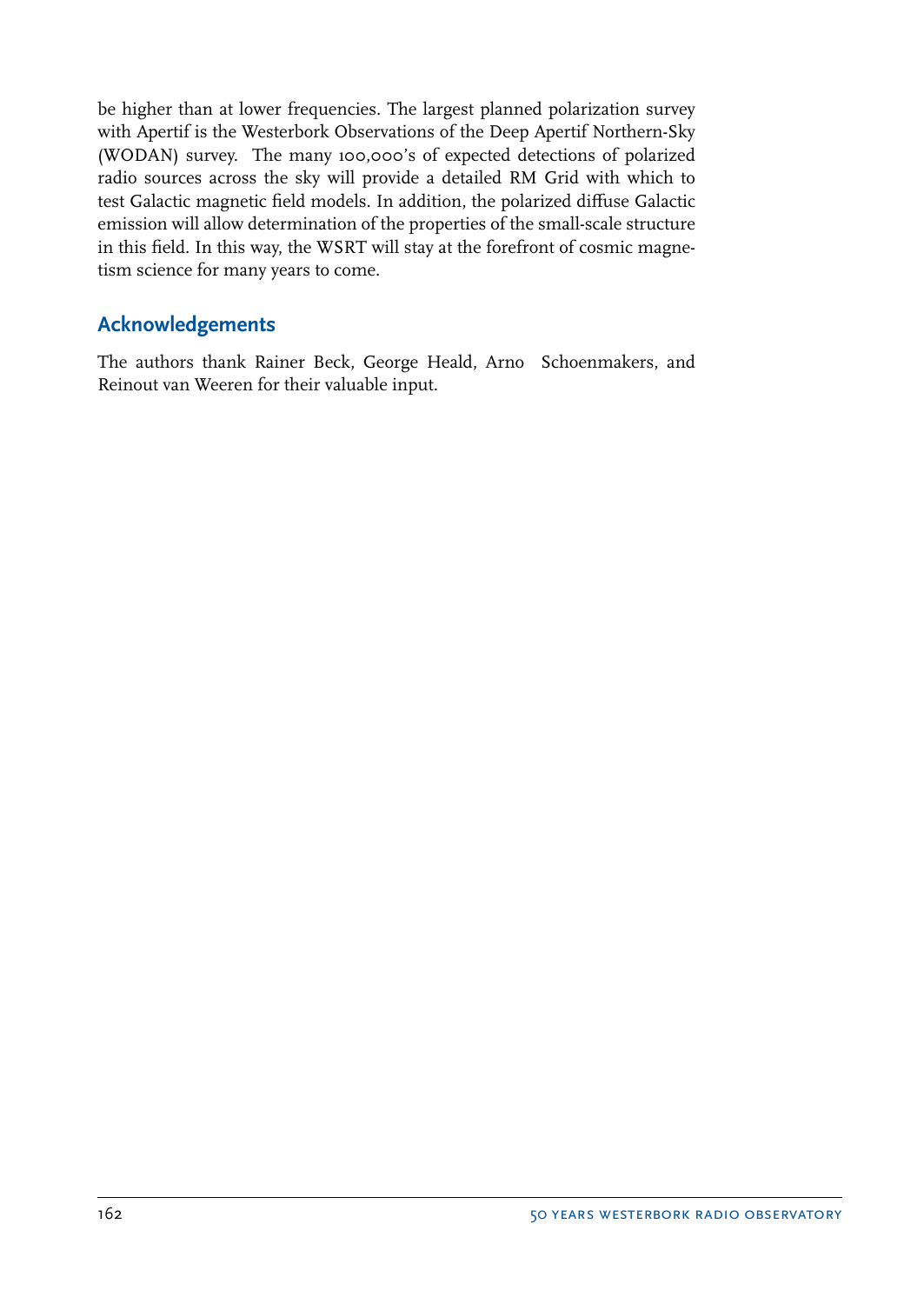be higher than at lower frequencies. The largest planned polarization survey with Apertif is the Westerbork Observations of the Deep Apertif Northern-Sky (WODAN) survey. The many 100,000's of expected detections of polarized radio sources across the sky will provide a detailed RM Grid with which to test Galactic magnetic field models. In addition, the polarized diffuse Galactic emission will allow determination of the properties of the small-scale structure in this field. In this way, the WSRT will stay at the forefront of cosmic magnetism science for many years to come.

## Acknowledgements

The authors thank Rainer Beck, George Heald, Arno Schoenmakers, and Reinout van Weeren for their valuable input.